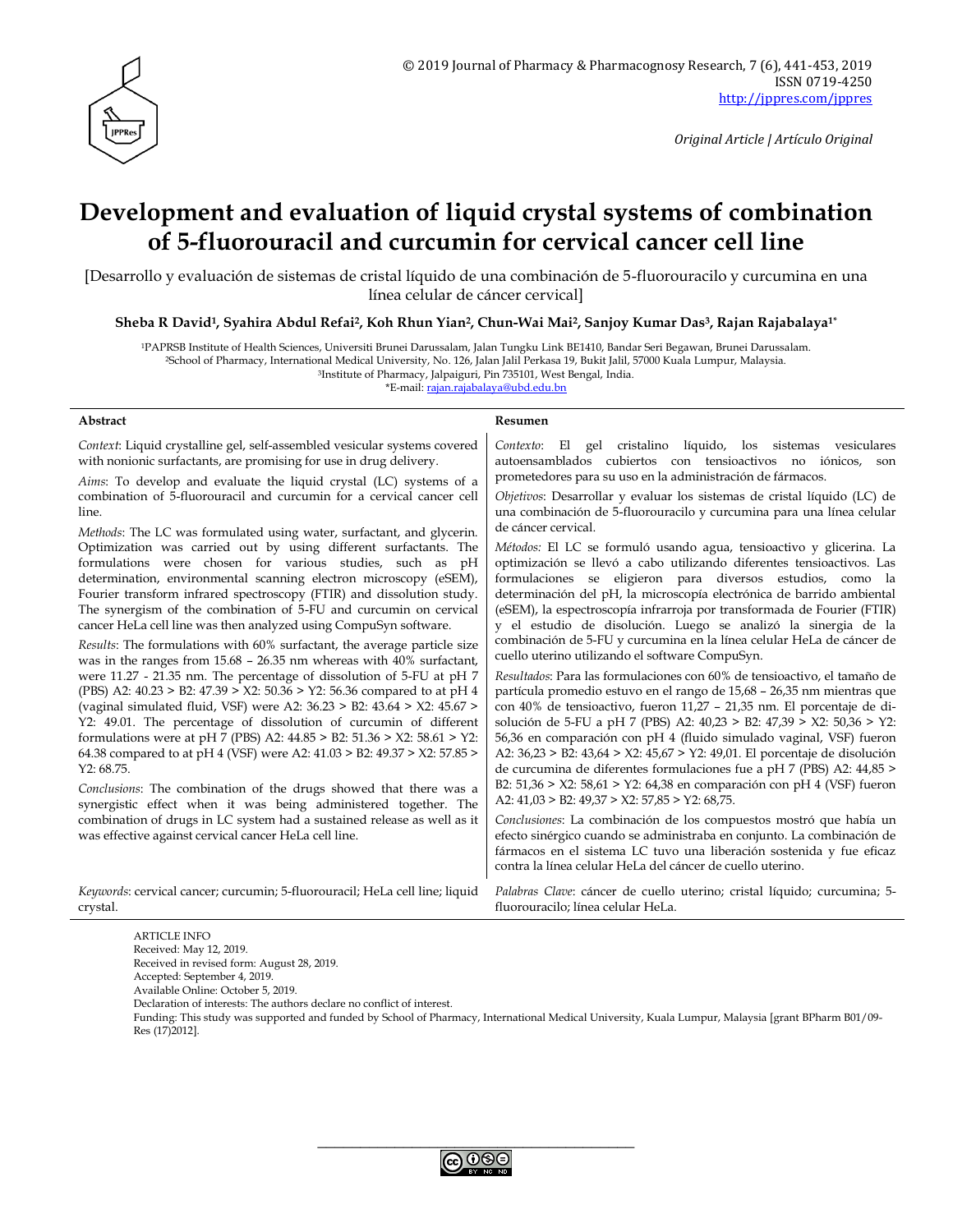© 2019 Journal of Pharmacy & Pharmacognosy Research, 7 (6), 441-453, 2019
ISSN 0719-4250
http://jppres.com/jppres

*Original Article | Artículo Original*

# Development and evaluation of liquid crystal systems of combination of 5-fluorouracil and curcumin for cervical cancer cell line

[Desarrollo y evaluación de sistemas de cristal líquido de una combinación de 5-fluorouracilo y curcumina en una línea celular de cáncer cervical]

**Sheba R David[1], Syahira Abdul Refai[2], Koh Rhun Yian[2], Chun-Wai Mai[2], Sanjoy Kumar Das[3], Rajan Rajabalaya[1*]**

[1]PAPRSB Institute of Health Sciences, Universiti Brunei Darussalam, Jalan Tungku Link BE1410, Bandar Seri Begawan, Brunei Darussalam.
[2]School of Pharmacy, International Medical University, No. 126, Jalan Jalil Perkasa 19, Bukit Jalil, 57000 Kuala Lumpur, Malaysia.
[3]Institute of Pharmacy, Jalpaiguri, Pin 735101, West Bengal, India.
*E-mail: rajan.rajabalaya@ubd.edu.bn

## Abstract

*Context*: Liquid crystalline gel, self-assembled vesicular systems covered with nonionic surfactants, are promising for use in drug delivery.

*Aims*: To develop and evaluate the liquid crystal (LC) systems of a combination of 5-fluorouracil and curcumin for a cervical cancer cell line.

*Methods*: The LC was formulated using water, surfactant, and glycerin. Optimization was carried out by using different surfactants. The formulations were chosen for various studies, such as pH determination, environmental scanning electron microscopy (eSEM), Fourier transform infrared spectroscopy (FTIR) and dissolution study. The synergism of the combination of 5-FU and curcumin on cervical cancer HeLa cell line was then analyzed using CompuSyn software.

*Results*: The formulations with 60% surfactant, the average particle size was in the ranges from 15.68 – 26.35 nm whereas with 40% surfactant, were 11.27 - 21.35 nm. The percentage of dissolution of 5-FU at pH 7 (PBS) A2: 40.23 > B2: 47.39 > X2: 50.36 > Y2: 56.36 compared to at pH 4 (vaginal simulated fluid, VSF) were A2: 36.23 > B2: 43.64 > X2: 45.67 > Y2: 49.01. The percentage of dissolution of curcumin of different formulations were at pH 7 (PBS) A2: 44.85 > B2: 51.36 > X2: 58.61 > Y2: 64.38 compared to at pH 4 (VSF) were A2: 41.03 > B2: 49.37 > X2: 57.85 > Y2: 68.75.

*Conclusions*: The combination of the drugs showed that there was a synergistic effect when it was being administered together. The combination of drugs in LC system had a sustained release as well as it was effective against cervical cancer HeLa cell line.

*Keywords*: cervical cancer; curcumin; 5-fluorouracil; HeLa cell line; liquid crystal.

## Resumen

*Contexto*: El gel cristalino líquido, los sistemas vesiculares autoensamblados cubiertos con tensioactivos no iónicos, son prometedores para su uso en la administración de fármacos.

*Objetivos*: Desarrollar y evaluar los sistemas de cristal líquido (LC) de una combinación de 5-fluorouracilo y curcumina para una línea celular de cáncer cervical.

*Métodos:* El LC se formuló usando agua, tensioactivo y glicerina. La optimización se llevó a cabo utilizando diferentes tensioactivos. Las formulaciones se eligieron para diversos estudios, como la determinación del pH, la microscopía electrónica de barrido ambiental (eSEM), la espectroscopía infrarroja por transformada de Fourier (FTIR) y el estudio de disolución. Luego se analizó la sinergia de la combinación de 5-FU y curcumina en la línea celular HeLa de cáncer de cuello uterino utilizando el software CompuSyn.

*Resultados*: Para las formulaciones con 60% de tensioactivo, el tamaño de partícula promedio estuvo en el rango de 15,68 – 26,35 nm mientras que con 40% de tensioactivo, fueron 11,27 – 21,35 nm. El porcentaje de disolución de 5-FU a pH 7 (PBS) A2: 40,23 > B2: 47,39 > X2: 50,36 > Y2: 56,36 en comparación con pH 4 (fluido simulado vaginal, VSF) fueron A2: 36,23 > B2: 43,64 > X2: 45,67 > Y2: 49,01. El porcentaje de disolución de curcumina de diferentes formulaciones fue a pH 7 (PBS) A2: 44,85 > B2: 51,36 > X2: 58,61 > Y2: 64,38 en comparación con pH 4 (VSF) fueron A2: 41,03 > B2: 49,37 > X2: 57,85 > Y2: 68,75.

*Conclusiones*: La combinación de los compuestos mostró que había un efecto sinérgico cuando se administraba en conjunto. La combinación de fármacos en el sistema LC tuvo una liberación sostenida y fue eficaz contra la línea celular HeLa del cáncer de cuello uterino.

*Palabras Clave*: cáncer de cuello uterino; cristal líquido; curcumina; 5-fluorouracilo; línea celular HeLa.

ARTICLE INFO
Received: May 12, 2019.
Received in revised form: August 28, 2019.
Accepted: September 4, 2019.
Available Online: October 5, 2019.
Declaration of interests: The authors declare no conflict of interest.
Funding: This study was supported and funded by School of Pharmacy, International Medical University, Kuala Lumpur, Malaysia [grant BPharm B01/09-Res (17)2012].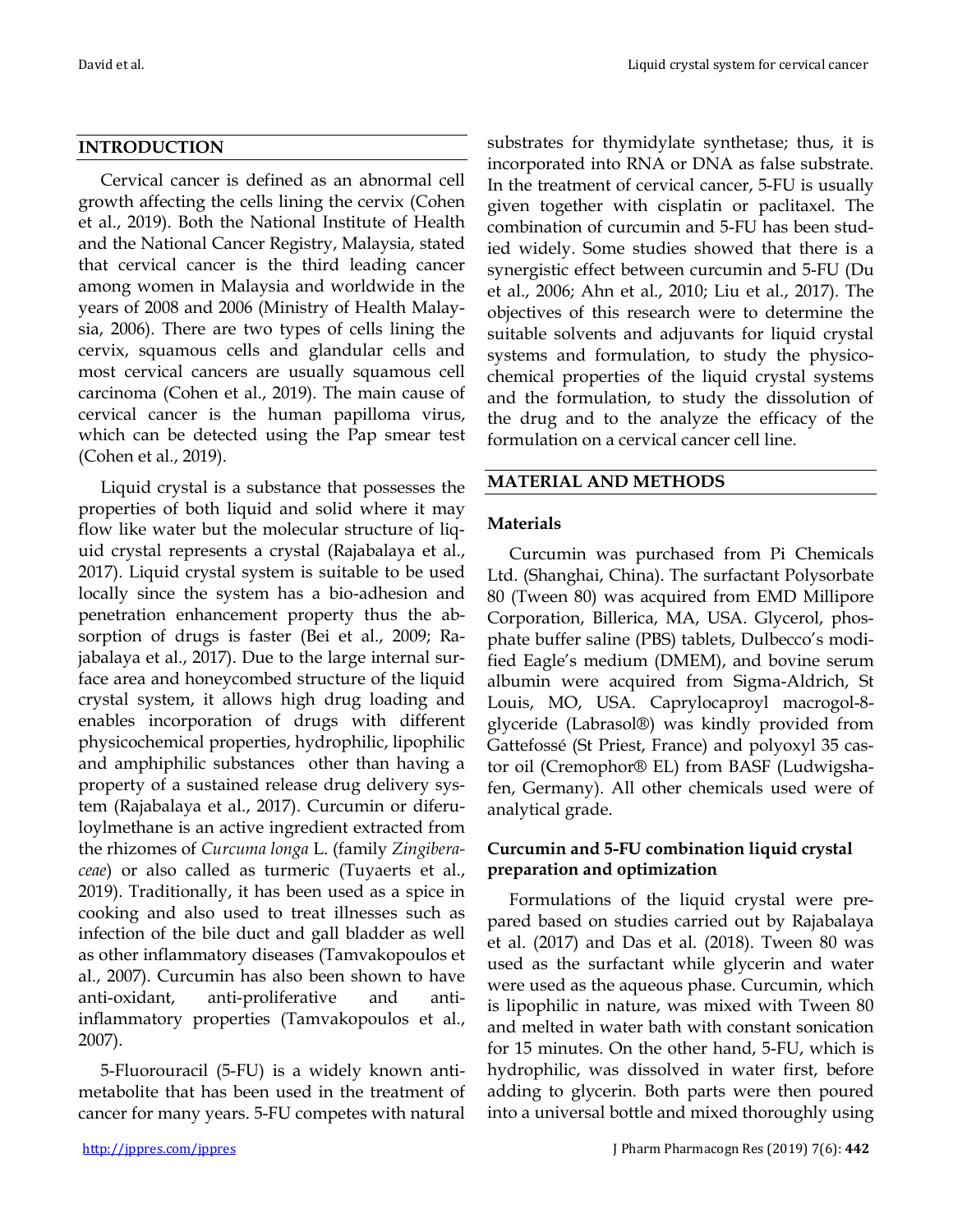## INTRODUCTION

Cervical cancer is defined as an abnormal cell growth affecting the cells lining the cervix (Cohen et al., 2019). Both the National Institute of Health and the National Cancer Registry, Malaysia, stated that cervical cancer is the third leading cancer among women in Malaysia and worldwide in the years of 2008 and 2006 (Ministry of Health Malaysia, 2006). There are two types of cells lining the cervix, squamous cells and glandular cells and most cervical cancers are usually squamous cell carcinoma (Cohen et al., 2019). The main cause of cervical cancer is the human papilloma virus, which can be detected using the Pap smear test (Cohen et al., 2019).

Liquid crystal is a substance that possesses the properties of both liquid and solid where it may flow like water but the molecular structure of liquid crystal represents a crystal (Rajabalaya et al., 2017). Liquid crystal system is suitable to be used locally since the system has a bio-adhesion and penetration enhancement property thus the absorption of drugs is faster (Bei et al., 2009; Rajabalaya et al., 2017). Due to the large internal surface area and honeycombed structure of the liquid crystal system, it allows high drug loading and enables incorporation of drugs with different physicochemical properties, hydrophilic, lipophilic and amphiphilic substances other than having a property of a sustained release drug delivery system (Rajabalaya et al., 2017). Curcumin or diferuloylmethane is an active ingredient extracted from the rhizomes of *Curcuma longa* L. (family *Zingiberaceae*) or also called as turmeric (Tuyaerts et al., 2019). Traditionally, it has been used as a spice in cooking and also used to treat illnesses such as infection of the bile duct and gall bladder as well as other inflammatory diseases (Tamvakopoulos et al., 2007). Curcumin has also been shown to have anti-oxidant, anti-proliferative and anti-inflammatory properties (Tamvakopoulos et al., 2007).

5-Fluorouracil (5-FU) is a widely known anti-metabolite that has been used in the treatment of cancer for many years. 5-FU competes with natural substrates for thymidylate synthetase; thus, it is incorporated into RNA or DNA as false substrate. In the treatment of cervical cancer, 5-FU is usually given together with cisplatin or paclitaxel. The combination of curcumin and 5-FU has been studied widely. Some studies showed that there is a synergistic effect between curcumin and 5-FU (Du et al., 2006; Ahn et al., 2010; Liu et al., 2017). The objectives of this research were to determine the suitable solvents and adjuvants for liquid crystal systems and formulation, to study the physicochemical properties of the liquid crystal systems and the formulation, to study the dissolution of the drug and to the analyze the efficacy of the formulation on a cervical cancer cell line.

## MATERIAL AND METHODS

### Materials

Curcumin was purchased from Pi Chemicals Ltd. (Shanghai, China). The surfactant Polysorbate 80 (Tween 80) was acquired from EMD Millipore Corporation, Billerica, MA, USA. Glycerol, phosphate buffer saline (PBS) tablets, Dulbecco's modified Eagle's medium (DMEM), and bovine serum albumin were acquired from Sigma-Aldrich, St Louis, MO, USA. Caprylocaproyl macrogol-8-glyceride (Labrasol®) was kindly provided from Gattefossé (St Priest, France) and polyoxyl 35 castor oil (Cremophor® EL) from BASF (Ludwigshafen, Germany). All other chemicals used were of analytical grade.

### Curcumin and 5-FU combination liquid crystal preparation and optimization

Formulations of the liquid crystal were prepared based on studies carried out by Rajabalaya et al. (2017) and Das et al. (2018). Tween 80 was used as the surfactant while glycerin and water were used as the aqueous phase. Curcumin, which is lipophilic in nature, was mixed with Tween 80 and melted in water bath with constant sonication for 15 minutes. On the other hand, 5-FU, which is hydrophilic, was dissolved in water first, before adding to glycerin. Both parts were then poured into a universal bottle and mixed thoroughly using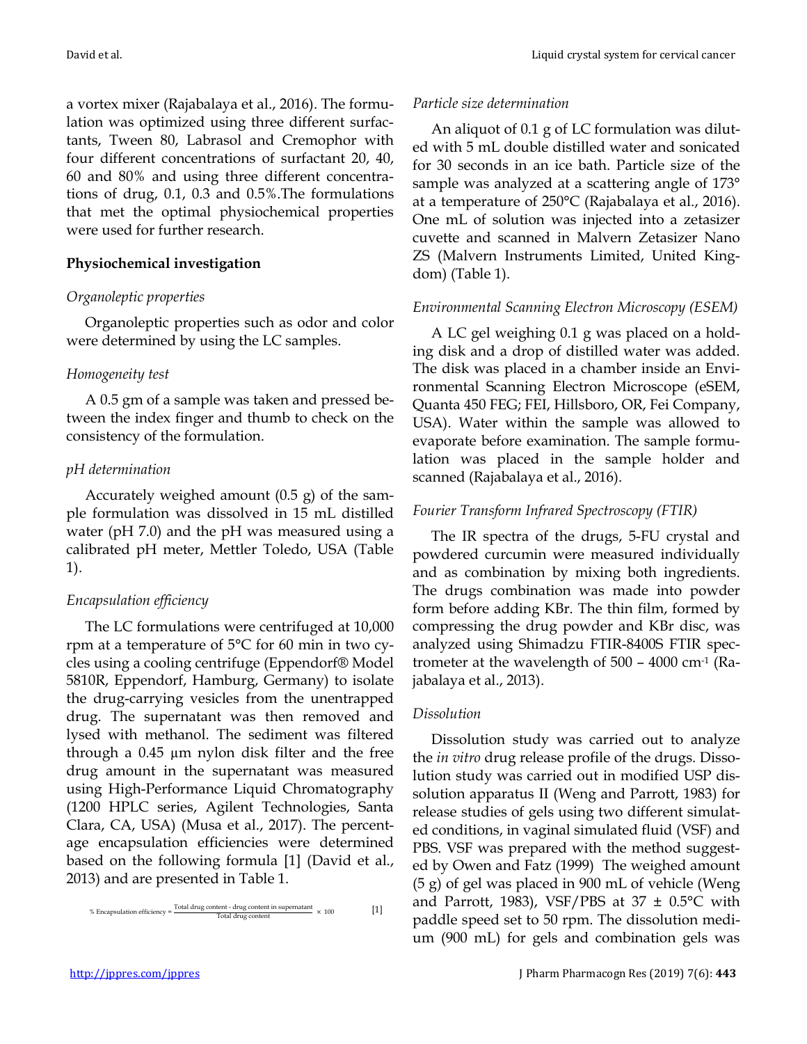a vortex mixer (Rajabalaya et al., 2016). The formulation was optimized using three different surfactants, Tween 80, Labrasol and Cremophor with four different concentrations of surfactant 20, 40, 60 and 80% and using three different concentrations of drug, 0.1, 0.3 and 0.5%.The formulations that met the optimal physiochemical properties were used for further research.

## Physiochemical investigation

### *Organoleptic properties*

Organoleptic properties such as odor and color were determined by using the LC samples.

### *Homogeneity test*

A 0.5 gm of a sample was taken and pressed between the index finger and thumb to check on the consistency of the formulation.

### *pH determination*

Accurately weighed amount (0.5 g) of the sample formulation was dissolved in 15 mL distilled water (pH 7.0) and the pH was measured using a calibrated pH meter, Mettler Toledo, USA (Table 1).

### *Encapsulation efficiency*

The LC formulations were centrifuged at 10,000 rpm at a temperature of 5°C for 60 min in two cycles using a cooling centrifuge (Eppendorf® Model 5810R, Eppendorf, Hamburg, Germany) to isolate the drug-carrying vesicles from the unentrapped drug. The supernatant was then removed and lysed with methanol. The sediment was filtered through a 0.45 µm nylon disk filter and the free drug amount in the supernatant was measured using High-Performance Liquid Chromatography (1200 HPLC series, Agilent Technologies, Santa Clara, CA, USA) (Musa et al., 2017). The percentage encapsulation efficiencies were determined based on the following formula [1] (David et al., 2013) and are presented in Table 1.

$$\% \text{ Encapsulation efficiency} = \frac{\text{Total drug content - drug content in supernatant}}{\text{Total drug content}} \times 100 \quad [1]$$

### *Particle size determination*

An aliquot of 0.1 g of LC formulation was diluted with 5 mL double distilled water and sonicated for 30 seconds in an ice bath. Particle size of the sample was analyzed at a scattering angle of 173° at a temperature of 250°C (Rajabalaya et al., 2016). One mL of solution was injected into a zetasizer cuvette and scanned in Malvern Zetasizer Nano ZS (Malvern Instruments Limited, United Kingdom) (Table 1).

### *Environmental Scanning Electron Microscopy (ESEM)*

A LC gel weighing 0.1 g was placed on a holding disk and a drop of distilled water was added. The disk was placed in a chamber inside an Environmental Scanning Electron Microscope (eSEM, Quanta 450 FEG; FEI, Hillsboro, OR, Fei Company, USA). Water within the sample was allowed to evaporate before examination. The sample formulation was placed in the sample holder and scanned (Rajabalaya et al., 2016).

### *Fourier Transform Infrared Spectroscopy (FTIR)*

The IR spectra of the drugs, 5-FU crystal and powdered curcumin were measured individually and as combination by mixing both ingredients. The drugs combination was made into powder form before adding KBr. The thin film, formed by compressing the drug powder and KBr disc, was analyzed using Shimadzu FTIR-8400S FTIR spectrometer at the wavelength of 500 – 4000 $cm^{-1}$ (Rajabalaya et al., 2013).

### *Dissolution*

Dissolution study was carried out to analyze the *in vitro* drug release profile of the drugs. Dissolution study was carried out in modified USP dissolution apparatus II (Weng and Parrott, 1983) for release studies of gels using two different simulated conditions, in vaginal simulated fluid (VSF) and PBS. VSF was prepared with the method suggested by Owen and Fatz (1999) The weighed amount (5 g) of gel was placed in 900 mL of vehicle (Weng and Parrott, 1983), VSF/PBS at 37 ± 0.5°C with paddle speed set to 50 rpm. The dissolution medium (900 mL) for gels and combination gels was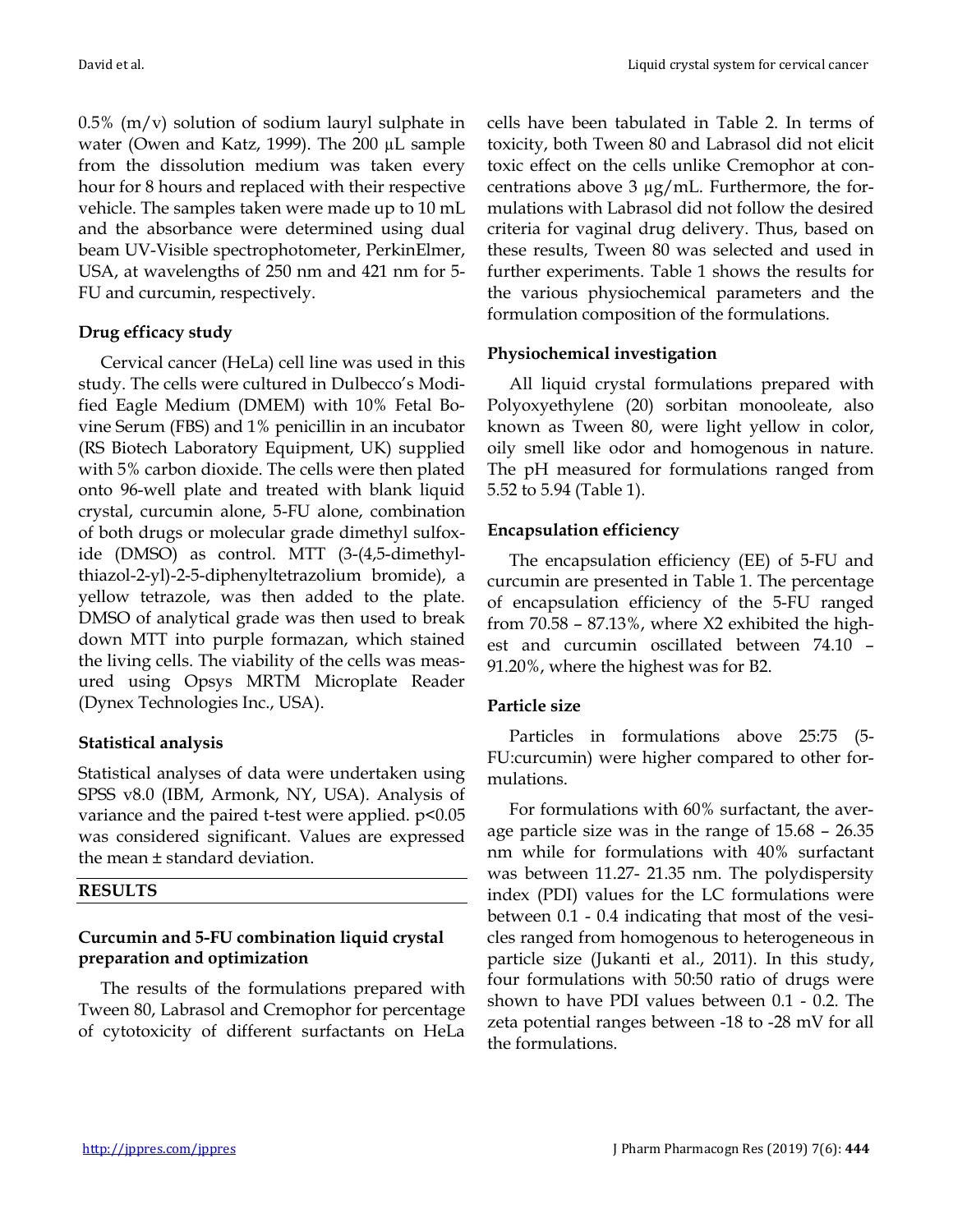0.5% (m/v) solution of sodium lauryl sulphate in water (Owen and Katz, 1999). The 200 µL sample from the dissolution medium was taken every hour for 8 hours and replaced with their respective vehicle. The samples taken were made up to 10 mL and the absorbance were determined using dual beam UV-Visible spectrophotometer, PerkinElmer, USA, at wavelengths of 250 nm and 421 nm for 5-FU and curcumin, respectively.

### Drug efficacy study

Cervical cancer (HeLa) cell line was used in this study. The cells were cultured in Dulbecco's Modified Eagle Medium (DMEM) with 10% Fetal Bovine Serum (FBS) and 1% penicillin in an incubator (RS Biotech Laboratory Equipment, UK) supplied with 5% carbon dioxide. The cells were then plated onto 96-well plate and treated with blank liquid crystal, curcumin alone, 5-FU alone, combination of both drugs or molecular grade dimethyl sulfoxide (DMSO) as control. MTT (3-(4,5-dimethylthiazol-2-yl)-2-5-diphenyltetrazolium bromide), a yellow tetrazole, was then added to the plate. DMSO of analytical grade was then used to break down MTT into purple formazan, which stained the living cells. The viability of the cells was measured using Opsys MRTM Microplate Reader (Dynex Technologies Inc., USA).

### Statistical analysis

Statistical analyses of data were undertaken using SPSS v8.0 (IBM, Armonk, NY, USA). Analysis of variance and the paired t-test were applied. $p<0.05$ was considered significant. Values are expressed the mean ± standard deviation.

## RESULTS

### Curcumin and 5-FU combination liquid crystal preparation and optimization

The results of the formulations prepared with Tween 80, Labrasol and Cremophor for percentage of cytotoxicity of different surfactants on HeLa cells have been tabulated in Table 2. In terms of toxicity, both Tween 80 and Labrasol did not elicit toxic effect on the cells unlike Cremophor at concentrations above 3 µg/mL. Furthermore, the formulations with Labrasol did not follow the desired criteria for vaginal drug delivery. Thus, based on these results, Tween 80 was selected and used in further experiments. Table 1 shows the results for the various physiochemical parameters and the formulation composition of the formulations.

### Physiochemical investigation

All liquid crystal formulations prepared with Polyoxyethylene (20) sorbitan monooleate, also known as Tween 80, were light yellow in color, oily smell like odor and homogenous in nature. The pH measured for formulations ranged from 5.52 to 5.94 (Table 1).

### Encapsulation efficiency

The encapsulation efficiency (EE) of 5-FU and curcumin are presented in Table 1. The percentage of encapsulation efficiency of the 5-FU ranged from 70.58 – 87.13%, where X2 exhibited the highest and curcumin oscillated between 74.10 – 91.20%, where the highest was for B2.

### Particle size

Particles in formulations above 25:75 (5-FU:curcumin) were higher compared to other formulations.

For formulations with 60% surfactant, the average particle size was in the range of 15.68 – 26.35 nm while for formulations with 40% surfactant was between 11.27- 21.35 nm. The polydispersity index (PDI) values for the LC formulations were between 0.1 - 0.4 indicating that most of the vesicles ranged from homogenous to heterogeneous in particle size (Jukanti et al., 2011). In this study, four formulations with 50:50 ratio of drugs were shown to have PDI values between 0.1 - 0.2. The zeta potential ranges between -18 to -28 mV for all the formulations.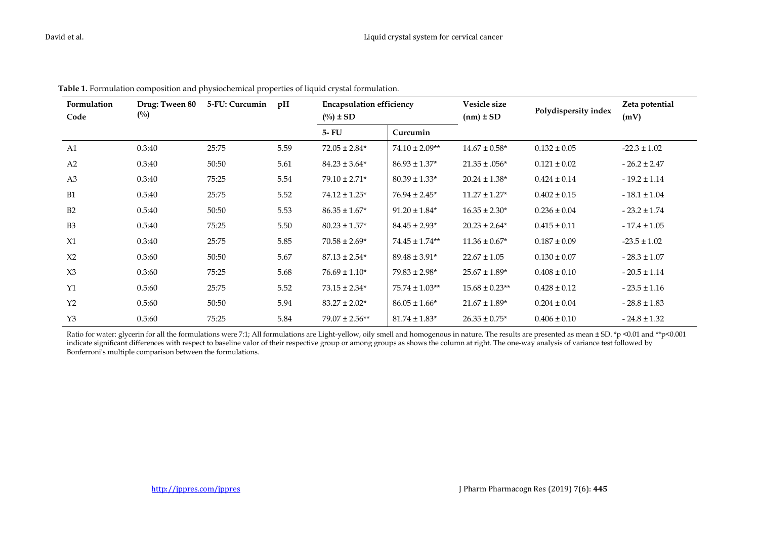**Table 1.** Formulation composition and physiochemical properties of liquid crystal formulation.

| Formulation Code | Drug: Tween 80 (%) | 5-FU: Curcumin | pH | Encapsulation efficiency (%) ± SD | | Vesicle size (nm) ± SD | Polydispersity index | Zeta potential (mV) |
|---|---|---|---|---|---|---|---|---|
| | | | | 5- FU | Curcumin | | | |
| A1 | 0.3:40 | 25:75 | 5.59 | 72.05 ± 2.84* | 74.10 ± 2.09** | 14.67 ± 0.58* | 0.132 ± 0.05 | -22.3 ± 1.02 |
| A2 | 0.3:40 | 50:50 | 5.61 | 84.23 ± 3.64* | 86.93 ± 1.37* | 21.35 ± .056* | 0.121 ± 0.02 | - 26.2 ± 2.47 |
| A3 | 0.3:40 | 75:25 | 5.54 | 79.10 ± 2.71* | 80.39 ± 1.33* | 20.24 ± 1.38* | 0.424 ± 0.14 | - 19.2 ± 1.14 |
| B1 | 0.5:40 | 25:75 | 5.52 | 74.12 ± 1.25* | 76.94 ± 2.45* | 11.27 ± 1.27* | 0.402 ± 0.15 | - 18.1 ± 1.04 |
| B2 | 0.5:40 | 50:50 | 5.53 | 86.35 ± 1.67* | 91.20 ± 1.84* | 16.35 ± 2.30* | 0.236 ± 0.04 | - 23.2 ± 1.74 |
| B3 | 0.5:40 | 75:25 | 5.50 | 80.23 ± 1.57* | 84.45 ± 2.93* | 20.23 ± 2.64* | 0.415 ± 0.11 | - 17.4 ± 1.05 |
| X1 | 0.3:40 | 25:75 | 5.85 | 70.58 ± 2.69* | 74.45 ± 1.74** | 11.36 ± 0.67* | 0.187 ± 0.09 | -23.5 ± 1.02 |
| X2 | 0.3:60 | 50:50 | 5.67 | 87.13 ± 2.54* | 89.48 ± 3.91* | 22.67 ± 1.05 | 0.130 ± 0.07 | - 28.3 ± 1.07 |
| X3 | 0.3:60 | 75:25 | 5.68 | 76.69 ± 1.10* | 79.83 ± 2.98* | 25.67 ± 1.89* | 0.408 ± 0.10 | - 20.5 ± 1.14 |
| Y1 | 0.5:60 | 25:75 | 5.52 | 73.15 ± 2.34* | 75.74 ± 1.03** | 15.68 ± 0.23** | 0.428 ± 0.12 | - 23.5 ± 1.16 |
| Y2 | 0.5:60 | 50:50 | 5.94 | 83.27 ± 2.02* | 86.05 ± 1.66* | 21.67 ± 1.89* | 0.204 ± 0.04 | - 28.8 ± 1.83 |
| Y3 | 0.5:60 | 75:25 | 5.84 | 79.07 ± 2.56** | 81.74 ± 1.83* | 26.35 ± 0.75* | 0.406 ± 0.10 | - 24.8 ± 1.32 |

Ratio for water: glycerin for all the formulations were 7:1; All formulations are Light-yellow, oily smell and homogenous in nature. The results are presented as mean ± SD. *p <0.01 and **p<0.001 indicate significant differences with respect to baseline valor of their respective group or among groups as shows the column at right. The one-way analysis of variance test followed by Bonferroni's multiple comparison between the formulations.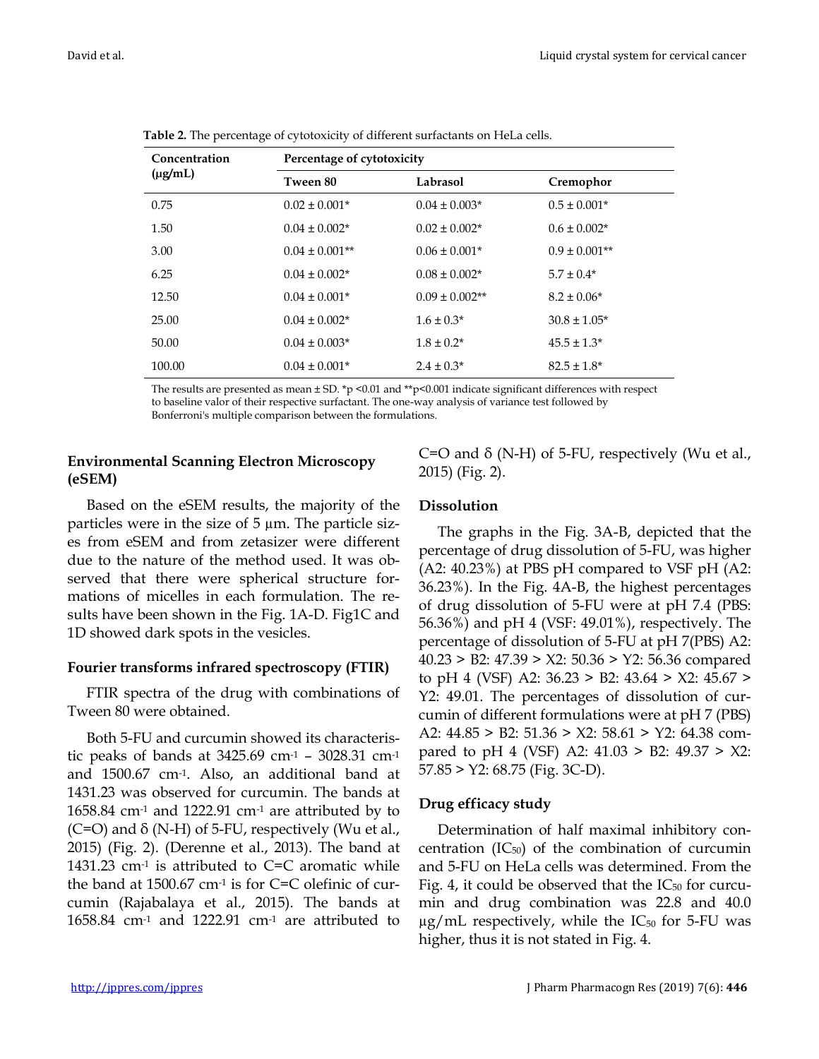**Table 2.** The percentage of cytotoxicity of different surfactants on HeLa cells.

| Concentration (µg/mL) | Percentage of cytotoxicity | | |
|---|---|---|---|
| | Tween 80 | Labrasol | Cremophor |
| 0.75 | 0.02 ± 0.001* | 0.04 ± 0.003* | 0.5 ± 0.001* |
| 1.50 | 0.04 ± 0.002* | 0.02 ± 0.002* | 0.6 ± 0.002* |
| 3.00 | 0.04 ± 0.001** | 0.06 ± 0.001* | 0.9 ± 0.001** |
| 6.25 | 0.04 ± 0.002* | 0.08 ± 0.002* | 5.7 ± 0.4* |
| 12.50 | 0.04 ± 0.001* | 0.09 ± 0.002** | 8.2 ± 0.06* |
| 25.00 | 0.04 ± 0.002* | 1.6 ± 0.3* | 30.8 ± 1.05* |
| 50.00 | 0.04 ± 0.003* | 1.8 ± 0.2* | 45.5 ± 1.3* |
| 100.00 | 0.04 ± 0.001* | 2.4 ± 0.3* | 82.5 ± 1.8* |

The results are presented as mean ± SD. *p <0.01 and **p<0.001 indicate significant differences with respect to baseline valor of their respective surfactant. The one-way analysis of variance test followed by Bonferroni's multiple comparison between the formulations.

### Environmental Scanning Electron Microscopy (eSEM)

Based on the eSEM results, the majority of the particles were in the size of 5 µm. The particle sizes from eSEM and from zetasizer were different due to the nature of the method used. It was observed that there were spherical structure formations of micelles in each formulation. The results have been shown in the Fig. 1A-D. Fig1C and 1D showed dark spots in the vesicles.

### Fourier transforms infrared spectroscopy (FTIR)

FTIR spectra of the drug with combinations of Tween 80 were obtained.

Both 5-FU and curcumin showed its characteristic peaks of bands at 3425.69 $cm^{-1}$ – 3028.31 $cm^{-1}$ and 1500.67 $cm^{-1}$. Also, an additional band at 1431.23 was observed for curcumin. The bands at 1658.84 $cm^{-1}$ and 1222.91 $cm^{-1}$ are attributed by to (C=O) and δ (N-H) of 5-FU, respectively (Wu et al., 2015) (Fig. 2). (Derenne et al., 2013). The band at 1431.23 $cm^{-1}$ is attributed to C=C aromatic while the band at 1500.67 $cm^{-1}$ is for C=C olefinic of curcumin (Rajabalaya et al., 2015). The bands at 1658.84 $cm^{-1}$ and 1222.91 $cm^{-1}$ are attributed to C=O and δ (N-H) of 5-FU, respectively (Wu et al., 2015) (Fig. 2).

### Dissolution

The graphs in the Fig. 3A-B, depicted that the percentage of drug dissolution of 5-FU, was higher (A2: 40.23%) at PBS pH compared to VSF pH (A2: 36.23%). In the Fig. 4A-B, the highest percentages of drug dissolution of 5-FU were at pH 7.4 (PBS: 56.36%) and pH 4 (VSF: 49.01%), respectively. The percentage of dissolution of 5-FU at pH 7(PBS) A2: 40.23 > B2: 47.39 > X2: 50.36 > Y2: 56.36 compared to pH 4 (VSF) A2: 36.23 > B2: 43.64 > X2: 45.67 > Y2: 49.01. The percentages of dissolution of curcumin of different formulations were at pH 7 (PBS) A2: 44.85 > B2: 51.36 > X2: 58.61 > Y2: 64.38 compared to pH 4 (VSF) A2: 41.03 > B2: 49.37 > X2: 57.85 > Y2: 68.75 (Fig. 3C-D).

### Drug efficacy study

Determination of half maximal inhibitory concentration ($IC_{50}$) of the combination of curcumin and 5-FU on HeLa cells was determined. From the Fig. 4, it could be observed that the $IC_{50}$ for curcumin and drug combination was 22.8 and 40.0 µg/mL respectively, while the $IC_{50}$ for 5-FU was higher, thus it is not stated in Fig. 4.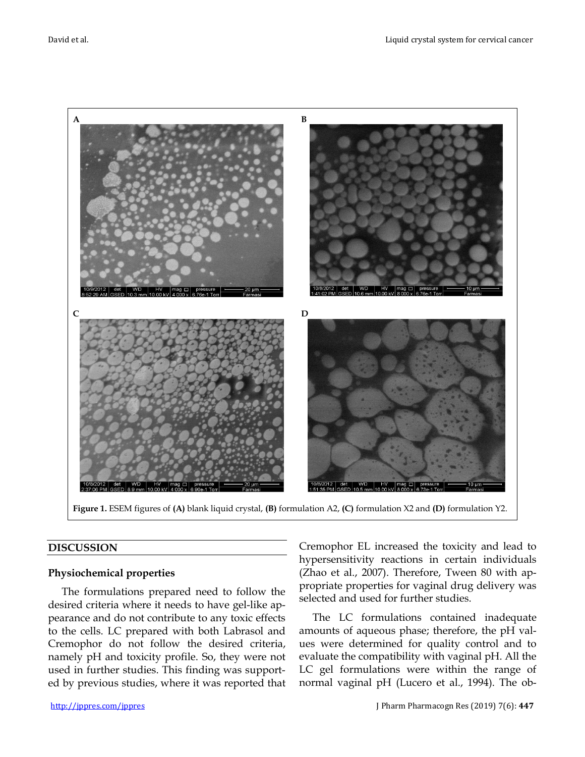Figure 1. ESEM figures of (A) blank liquid crystal, (B) formulation A2, (C) formulation X2 and (D) formulation Y2.

## DISCUSSION

### Physiochemical properties

The formulations prepared need to follow the desired criteria where it needs to have gel-like appearance and do not contribute to any toxic effects to the cells. LC prepared with both Labrasol and Cremophor do not follow the desired criteria, namely pH and toxicity profile. So, they were not used in further studies. This finding was supported by previous studies, where it was reported that Cremophor EL increased the toxicity and lead to hypersensitivity reactions in certain individuals (Zhao et al., 2007). Therefore, Tween 80 with appropriate properties for vaginal drug delivery was selected and used for further studies.

The LC formulations contained inadequate amounts of aqueous phase; therefore, the pH values were determined for quality control and to evaluate the compatibility with vaginal pH. All the LC gel formulations were within the range of normal vaginal pH (Lucero et al., 1994). The ob-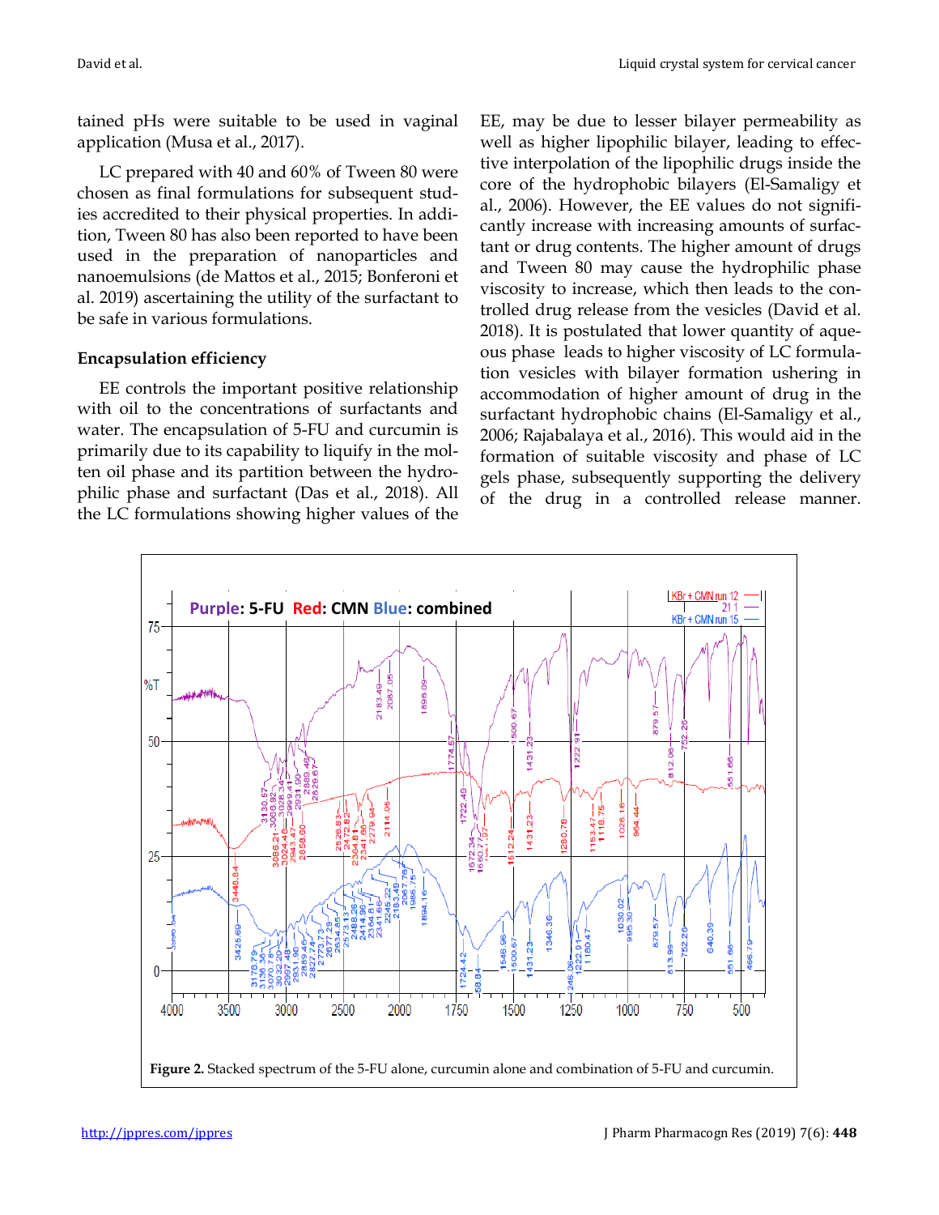tained pHs were suitable to be used in vaginal application (Musa et al., 2017).

LC prepared with 40 and 60% of Tween 80 were chosen as final formulations for subsequent studies accredited to their physical properties. In addition, Tween 80 has also been reported to have been used in the preparation of nanoparticles and nanoemulsions (de Mattos et al., 2015; Bonferoni et al. 2019) ascertaining the utility of the surfactant to be safe in various formulations.

**Encapsulation efficiency**

EE controls the important positive relationship with oil to the concentrations of surfactants and water. The encapsulation of 5-FU and curcumin is primarily due to its capability to liquify in the molten oil phase and its partition between the hydrophilic phase and surfactant (Das et al., 2018). All the LC formulations showing higher values of the EE, may be due to lesser bilayer permeability as well as higher lipophilic bilayer, leading to effective interpolation of the lipophilic drugs inside the core of the hydrophobic bilayers (El-Samaligy et al., 2006). However, the EE values do not significantly increase with increasing amounts of surfactant or drug contents. The higher amount of drugs and Tween 80 may cause the hydrophilic phase viscosity to increase, which then leads to the controlled drug release from the vesicles (David et al. 2018). It is postulated that lower quantity of aqueous phase leads to higher viscosity of LC formulation vesicles with bilayer formation ushering in accommodation of higher amount of drug in the surfactant hydrophobic chains (El-Samaligy et al., 2006; Rajabalaya et al., 2016). This would aid in the formation of suitable viscosity and phase of LC gels phase, subsequently supporting the delivery of the drug in a controlled release manner.

**Figure 2.** Stacked spectrum of the 5-FU alone, curcumin alone and combination of 5-FU and curcumin.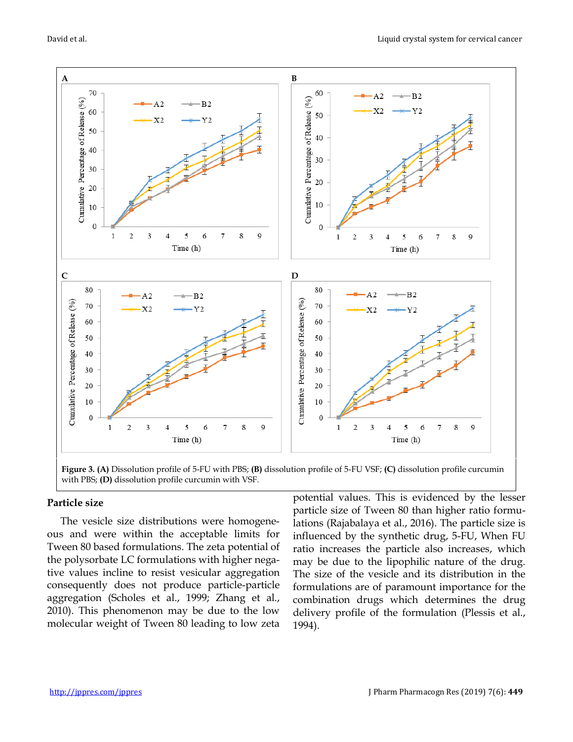**Figure 3. (A)** Dissolution profile of 5-FU with PBS; **(B)** dissolution profile of 5-FU VSF; **(C)** dissolution profile curcumin with PBS; **(D)** dissolution profile curcumin with VSF.

## Particle size

The vesicle size distributions were homogeneous and were within the acceptable limits for Tween 80 based formulations. The zeta potential of the polysorbate LC formulations with higher negative values incline to resist vesicular aggregation consequently does not produce particle-particle aggregation (Scholes et al., 1999; Zhang et al., 2010). This phenomenon may be due to the low molecular weight of Tween 80 leading to low zeta potential values. This is evidenced by the lesser particle size of Tween 80 than higher ratio formulations (Rajabalaya et al., 2016). The particle size is influenced by the synthetic drug, 5-FU, When FU ratio increases the particle also increases, which may be due to the lipophilic nature of the drug. The size of the vesicle and its distribution in the formulations are of paramount importance for the combination drugs which determines the drug delivery profile of the formulation (Plessis et al., 1994).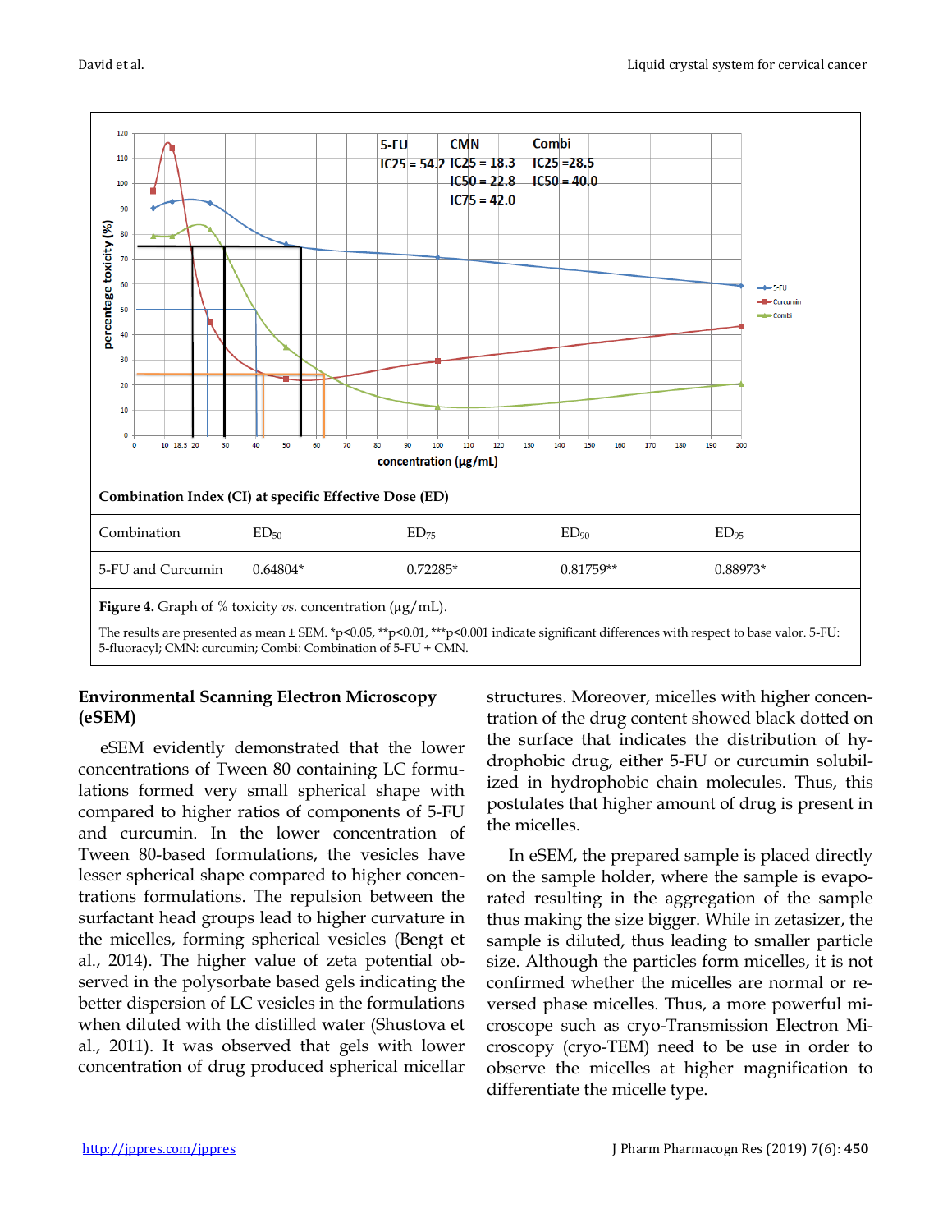| Combination | $ED_{50}$ | $ED_{75}$ | $ED_{90}$ | $ED_{95}$ |
|---|---|---|---|---|
| 5-FU and Curcumin | 0.64804* | 0.72285* | 0.81759** | 0.88973* |

Combination Index (CI) at specific Effective Dose (ED)

**Figure 4.** Graph of % toxicity *vs.* concentration (µg/mL).

The results are presented as mean ± SEM. *p<0.05, **p<0.01, ***p<0.001 indicate significant differences with respect to base valor. 5-FU: 5-fluoracyl; CMN: curcumin; Combi: Combination of 5-FU + CMN.

## Environmental Scanning Electron Microscopy (eSEM)

eSEM evidently demonstrated that the lower concentrations of Tween 80 containing LC formulations formed very small spherical shape with compared to higher ratios of components of 5-FU and curcumin. In the lower concentration of Tween 80-based formulations, the vesicles have lesser spherical shape compared to higher concentrations formulations. The repulsion between the surfactant head groups lead to higher curvature in the micelles, forming spherical vesicles (Bengt et al., 2014). The higher value of zeta potential observed in the polysorbate based gels indicating the better dispersion of LC vesicles in the formulations when diluted with the distilled water (Shustova et al., 2011). It was observed that gels with lower concentration of drug produced spherical micellar structures. Moreover, micelles with higher concentration of the drug content showed black dotted on the surface that indicates the distribution of hydrophobic drug, either 5-FU or curcumin solubilized in hydrophobic chain molecules. Thus, this postulates that higher amount of drug is present in the micelles.

In eSEM, the prepared sample is placed directly on the sample holder, where the sample is evaporated resulting in the aggregation of the sample thus making the size bigger. While in zetasizer, the sample is diluted, thus leading to smaller particle size. Although the particles form micelles, it is not confirmed whether the micelles are normal or reversed phase micelles. Thus, a more powerful microscope such as cryo-Transmission Electron Microscopy (cryo-TEM) need to be use in order to observe the micelles at higher magnification to differentiate the micelle type.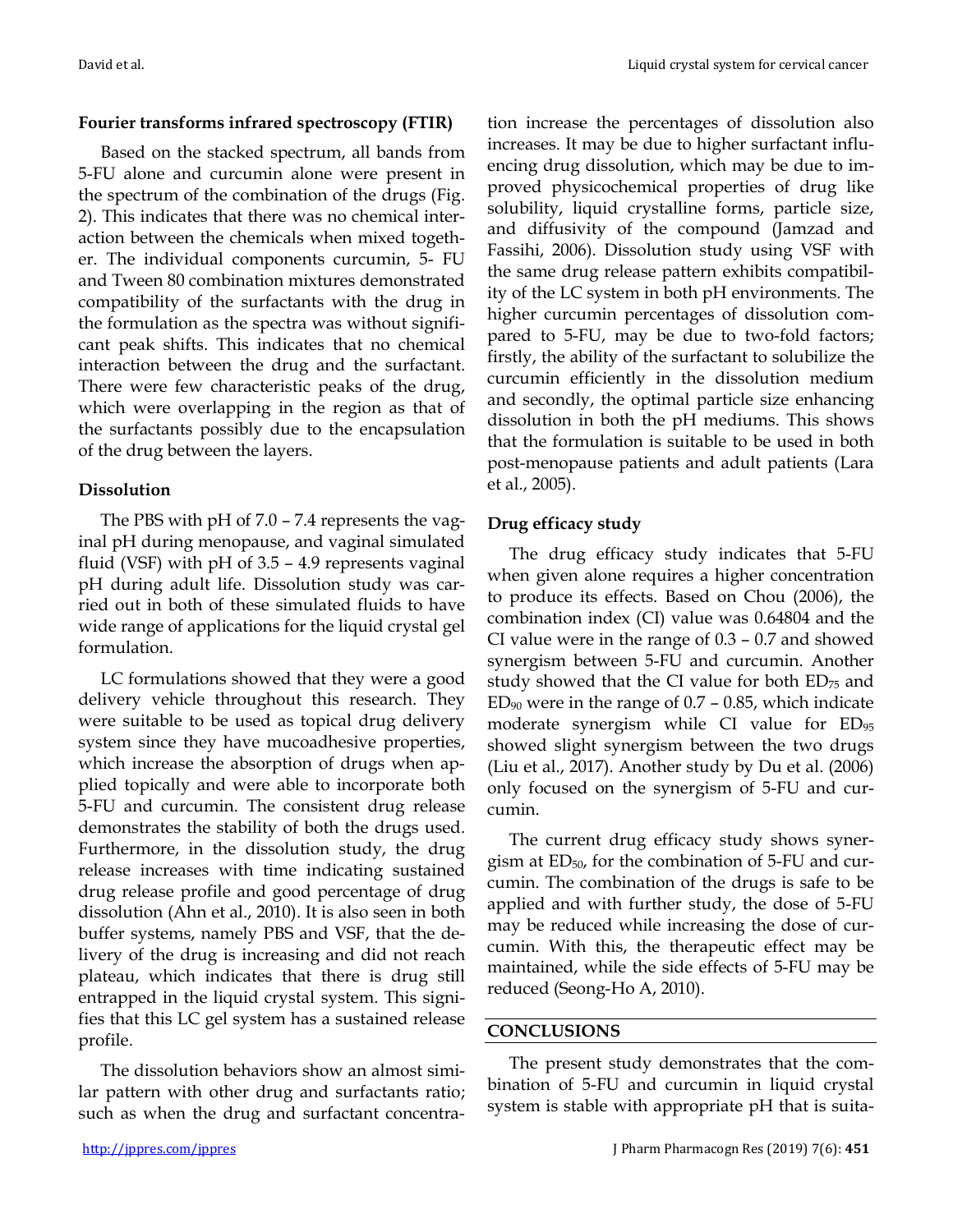### Fourier transforms infrared spectroscopy (FTIR)

Based on the stacked spectrum, all bands from 5-FU alone and curcumin alone were present in the spectrum of the combination of the drugs (Fig. 2). This indicates that there was no chemical interaction between the chemicals when mixed together. The individual components curcumin, 5- FU and Tween 80 combination mixtures demonstrated compatibility of the surfactants with the drug in the formulation as the spectra was without significant peak shifts. This indicates that no chemical interaction between the drug and the surfactant. There were few characteristic peaks of the drug, which were overlapping in the region as that of the surfactants possibly due to the encapsulation of the drug between the layers.

### Dissolution

The PBS with pH of 7.0 – 7.4 represents the vaginal pH during menopause, and vaginal simulated fluid (VSF) with pH of 3.5 – 4.9 represents vaginal pH during adult life. Dissolution study was carried out in both of these simulated fluids to have wide range of applications for the liquid crystal gel formulation.

LC formulations showed that they were a good delivery vehicle throughout this research. They were suitable to be used as topical drug delivery system since they have mucoadhesive properties, which increase the absorption of drugs when applied topically and were able to incorporate both 5-FU and curcumin. The consistent drug release demonstrates the stability of both the drugs used. Furthermore, in the dissolution study, the drug release increases with time indicating sustained drug release profile and good percentage of drug dissolution (Ahn et al., 2010). It is also seen in both buffer systems, namely PBS and VSF, that the delivery of the drug is increasing and did not reach plateau, which indicates that there is drug still entrapped in the liquid crystal system. This signifies that this LC gel system has a sustained release profile.

The dissolution behaviors show an almost similar pattern with other drug and surfactants ratio; such as when the drug and surfactant concentration increase the percentages of dissolution also increases. It may be due to higher surfactant influencing drug dissolution, which may be due to improved physicochemical properties of drug like solubility, liquid crystalline forms, particle size, and diffusivity of the compound (Jamzad and Fassihi, 2006). Dissolution study using VSF with the same drug release pattern exhibits compatibility of the LC system in both pH environments. The higher curcumin percentages of dissolution compared to 5-FU, may be due to two-fold factors; firstly, the ability of the surfactant to solubilize the curcumin efficiently in the dissolution medium and secondly, the optimal particle size enhancing dissolution in both the pH mediums. This shows that the formulation is suitable to be used in both post-menopause patients and adult patients (Lara et al., 2005).

### Drug efficacy study

The drug efficacy study indicates that 5-FU when given alone requires a higher concentration to produce its effects. Based on Chou (2006), the combination index (CI) value was 0.64804 and the CI value were in the range of 0.3 – 0.7 and showed synergism between 5-FU and curcumin. Another study showed that the CI value for both $ED_{75}$ and $ED_{90}$ were in the range of 0.7 – 0.85, which indicate moderate synergism while CI value for $ED_{95}$ showed slight synergism between the two drugs (Liu et al., 2017). Another study by Du et al. (2006) only focused on the synergism of 5-FU and curcumin.

The current drug efficacy study shows synergism at $ED_{50}$, for the combination of 5-FU and curcumin. The combination of the drugs is safe to be applied and with further study, the dose of 5-FU may be reduced while increasing the dose of curcumin. With this, the therapeutic effect may be maintained, while the side effects of 5-FU may be reduced (Seong-Ho A, 2010).

## CONCLUSIONS

The present study demonstrates that the combination of 5-FU and curcumin in liquid crystal system is stable with appropriate pH that is suita-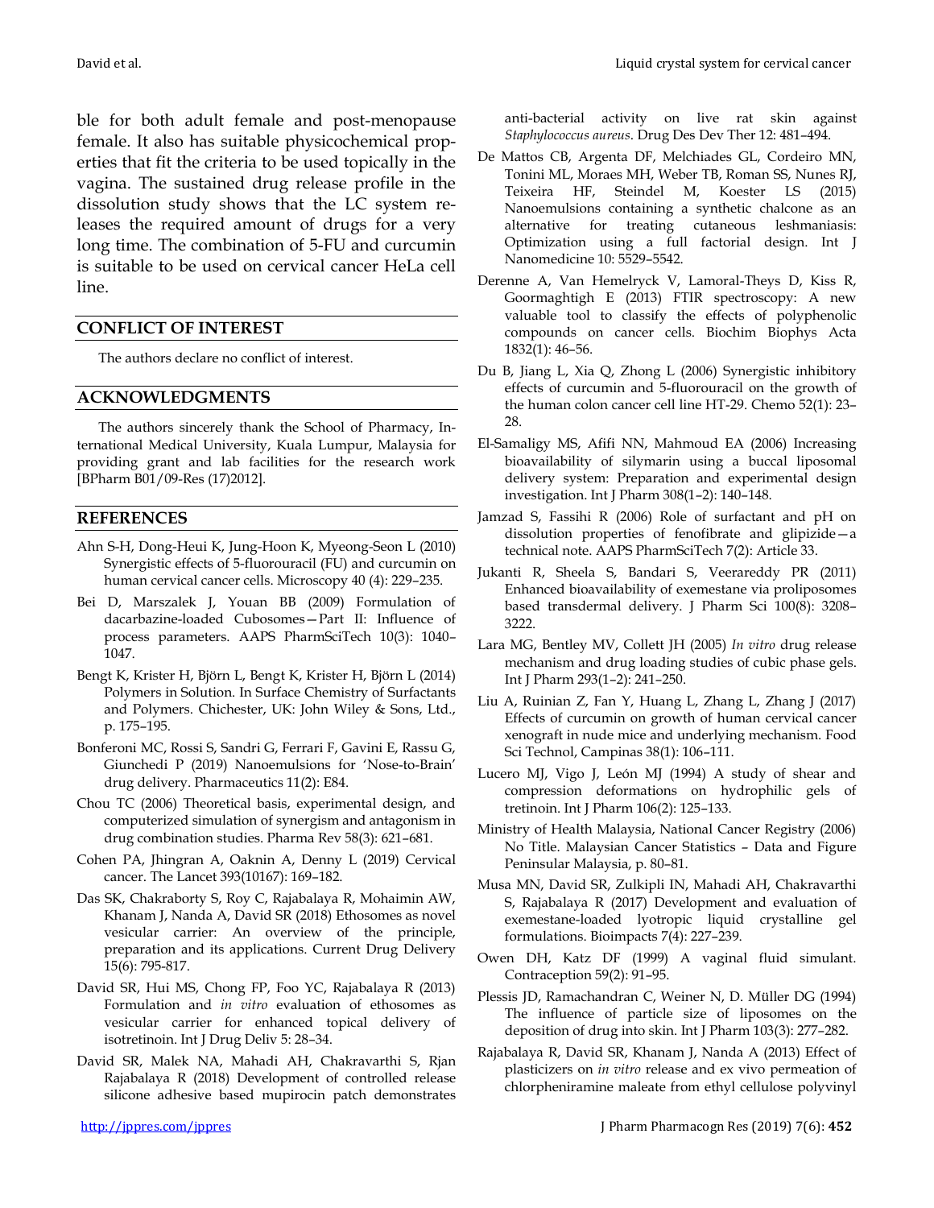ble for both adult female and post-menopause female. It also has suitable physicochemical properties that fit the criteria to be used topically in the vagina. The sustained drug release profile in the dissolution study shows that the LC system releases the required amount of drugs for a very long time. The combination of 5-FU and curcumin is suitable to be used on cervical cancer HeLa cell line.

## CONFLICT OF INTEREST

The authors declare no conflict of interest.

## ACKNOWLEDGMENTS

The authors sincerely thank the School of Pharmacy, International Medical University, Kuala Lumpur, Malaysia for providing grant and lab facilities for the research work [BPharm B01/09-Res (17)2012].

## REFERENCES

Ahn S-H, Dong-Heui K, Jung-Hoon K, Myeong-Seon L (2010) Synergistic effects of 5-fluorouracil (FU) and curcumin on human cervical cancer cells. Microscopy 40 (4): 229–235.

Bei D, Marszalek J, Youan BB (2009) Formulation of dacarbazine-loaded Cubosomes—Part II: Influence of process parameters. AAPS PharmSciTech 10(3): 1040–1047.

Bengt K, Krister H, Björn L, Bengt K, Krister H, Björn L (2014) Polymers in Solution. In Surface Chemistry of Surfactants and Polymers. Chichester, UK: John Wiley & Sons, Ltd., p. 175–195.

Bonferoni MC, Rossi S, Sandri G, Ferrari F, Gavini E, Rassu G, Giunchedi P (2019) Nanoemulsions for 'Nose-to-Brain' drug delivery. Pharmaceutics 11(2): E84.

Chou TC (2006) Theoretical basis, experimental design, and computerized simulation of synergism and antagonism in drug combination studies. Pharma Rev 58(3): 621–681.

Cohen PA, Jhingran A, Oaknin A, Denny L (2019) Cervical cancer. The Lancet 393(10167): 169–182.

Das SK, Chakraborty S, Roy C, Rajabalaya R, Mohaimin AW, Khanam J, Nanda A, David SR (2018) Ethosomes as novel vesicular carrier: An overview of the principle, preparation and its applications. Current Drug Delivery 15(6): 795-817.

David SR, Hui MS, Chong FP, Foo YC, Rajabalaya R (2013) Formulation and *in vitro* evaluation of ethosomes as vesicular carrier for enhanced topical delivery of isotretinoin. Int J Drug Deliv 5: 28–34.

David SR, Malek NA, Mahadi AH, Chakravarthi S, Rjan Rajabalaya R (2018) Development of controlled release silicone adhesive based mupirocin patch demonstrates anti-bacterial activity on live rat skin against *Staphylococcus aureus*. Drug Des Dev Ther 12: 481–494.

De Mattos CB, Argenta DF, Melchiades GL, Cordeiro MN, Tonini ML, Moraes MH, Weber TB, Roman SS, Nunes RJ, Teixeira HF, Steindel M, Koester LS (2015) Nanoemulsions containing a synthetic chalcone as an alternative for treating cutaneous leshmaniasis: Optimization using a full factorial design. Int J Nanomedicine 10: 5529–5542.

Derenne A, Van Hemelryck V, Lamoral-Theys D, Kiss R, Goormaghtigh E (2013) FTIR spectroscopy: A new valuable tool to classify the effects of polyphenolic compounds on cancer cells. Biochim Biophys Acta 1832(1): 46–56.

Du B, Jiang L, Xia Q, Zhong L (2006) Synergistic inhibitory effects of curcumin and 5-fluorouracil on the growth of the human colon cancer cell line HT-29. Chemo 52(1): 23–28.

El-Samaligy MS, Afifi NN, Mahmoud EA (2006) Increasing bioavailability of silymarin using a buccal liposomal delivery system: Preparation and experimental design investigation. Int J Pharm 308(1–2): 140–148.

Jamzad S, Fassihi R (2006) Role of surfactant and pH on dissolution properties of fenofibrate and glipizide—a technical note. AAPS PharmSciTech 7(2): Article 33.

Jukanti R, Sheela S, Bandari S, Veerareddy PR (2011) Enhanced bioavailability of exemestane via proliposomes based transdermal delivery. J Pharm Sci 100(8): 3208–3222.

Lara MG, Bentley MV, Collett JH (2005) *In vitro* drug release mechanism and drug loading studies of cubic phase gels. Int J Pharm 293(1–2): 241–250.

Liu A, Ruinian Z, Fan Y, Huang L, Zhang L, Zhang J (2017) Effects of curcumin on growth of human cervical cancer xenograft in nude mice and underlying mechanism. Food Sci Technol, Campinas 38(1): 106–111.

Lucero MJ, Vigo J, León MJ (1994) A study of shear and compression deformations on hydrophilic gels of tretinoin. Int J Pharm 106(2): 125–133.

Ministry of Health Malaysia, National Cancer Registry (2006) No Title. Malaysian Cancer Statistics – Data and Figure Peninsular Malaysia, p. 80–81.

Musa MN, David SR, Zulkipli IN, Mahadi AH, Chakravarthi S, Rajabalaya R (2017) Development and evaluation of exemestane-loaded lyotropic liquid crystalline gel formulations. Bioimpacts 7(4): 227–239.

Owen DH, Katz DF (1999) A vaginal fluid simulant. Contraception 59(2): 91–95.

Plessis JD, Ramachandran C, Weiner N, D. Müller DG (1994) The influence of particle size of liposomes on the deposition of drug into skin. Int J Pharm 103(3): 277–282.

Rajabalaya R, David SR, Khanam J, Nanda A (2013) Effect of plasticizers on *in vitro* release and ex vivo permeation of chlorpheniramine maleate from ethyl cellulose polyvinyl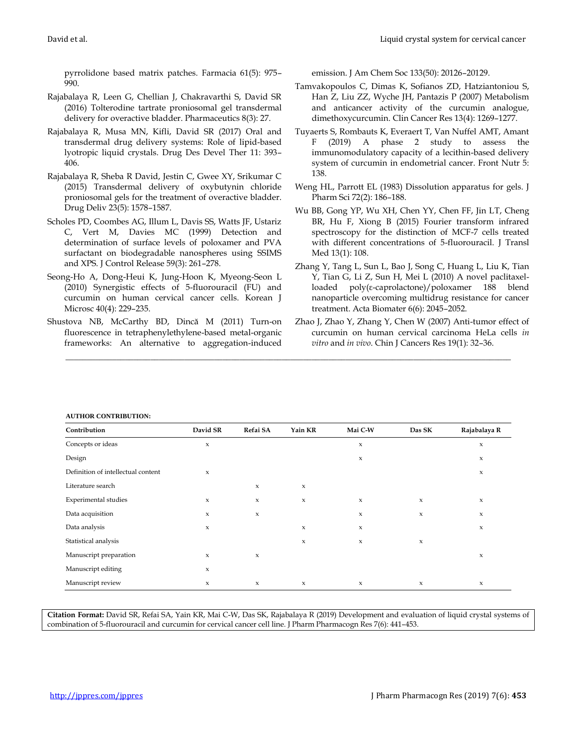pyrrolidone based matrix patches. Farmacia 61(5): 975–990.

Rajabalaya R, Leen G, Chellian J, Chakravarthi S, David SR (2016) Tolterodine tartrate proniosomal gel transdermal delivery for overactive bladder. Pharmaceutics 8(3): 27.

Rajabalaya R, Musa MN, Kifli, David SR (2017) Oral and transdermal drug delivery systems: Role of lipid-based lyotropic liquid crystals. Drug Des Devel Ther 11: 393–406.

Rajabalaya R, Sheba R David, Jestin C, Gwee XY, Srikumar C (2015) Transdermal delivery of oxybutynin chloride proniosomal gels for the treatment of overactive bladder. Drug Deliv 23(5): 1578–1587.

Scholes PD, Coombes AG, Illum L, Davis SS, Watts JF, Ustariz C, Vert M, Davies MC (1999) Detection and determination of surface levels of poloxamer and PVA surfactant on biodegradable nanospheres using SSIMS and XPS. J Control Release 59(3): 261–278.

Seong-Ho A, Dong-Heui K, Jung-Hoon K, Myeong-Seon L (2010) Synergistic effects of 5-fluorouracil (FU) and curcumin on human cervical cancer cells. Korean J Microsc 40(4): 229–235.

Shustova NB, McCarthy BD, Dincă M (2011) Turn-on fluorescence in tetraphenylethylene-based metal-organic frameworks: An alternative to aggregation-induced emission. J Am Chem Soc 133(50): 20126–20129.

Tamvakopoulos C, Dimas K, Sofianos ZD, Hatziantoniou S, Han Z, Liu ZZ, Wyche JH, Pantazis P (2007) Metabolism and anticancer activity of the curcumin analogue, dimethoxycurcumin. Clin Cancer Res 13(4): 1269–1277.

Tuyaerts S, Rombauts K, Everaert T, Van Nuffel AMT, Amant F (2019) A phase 2 study to assess the immunomodulatory capacity of a lecithin-based delivery system of curcumin in endometrial cancer. Front Nutr 5: 138.

Weng HL, Parrott EL (1983) Dissolution apparatus for gels. J Pharm Sci 72(2): 186–188.

Wu BB, Gong YP, Wu XH, Chen YY, Chen FF, Jin LT, Cheng BR, Hu F, Xiong B (2015) Fourier transform infrared spectroscopy for the distinction of MCF-7 cells treated with different concentrations of 5-fluorouracil. J Transl Med 13(1): 108.

Zhang Y, Tang L, Sun L, Bao J, Song C, Huang L, Liu K, Tian Y, Tian G, Li Z, Sun H, Mei L (2010) A novel paclitaxel-loaded poly(ε-caprolactone)/poloxamer 188 blend nanoparticle overcoming multidrug resistance for cancer treatment. Acta Biomater 6(6): 2045–2052.

Zhao J, Zhao Y, Zhang Y, Chen W (2007) Anti-tumor effect of curcumin on human cervical carcinoma HeLa cells *in vitro* and *in vivo*. Chin J Cancers Res 19(1): 32–36.

---

**AUTHOR CONTRIBUTION:**

| Contribution | David SR | Refai SA | Yain KR | Mai C-W | Das SK | Rajabalaya R |
|---|---|---|---|---|---|---|
| Concepts or ideas | x | | | x | | x |
| Design | | | | x | | x |
| Definition of intellectual content | x | | | | | x |
| Literature search | | x | x | | | |
| Experimental studies | x | x | x | x | x | x |
| Data acquisition | x | x | | x | x | x |
| Data analysis | x | | x | x | | x |
| Statistical analysis | | | x | x | x | |
| Manuscript preparation | x | x | | | | x |
| Manuscript editing | x | | | | | |
| Manuscript review | x | x | x | x | x | x |

**Citation Format:** David SR, Refai SA, Yain KR, Mai C-W, Das SK, Rajabalaya R (2019) Development and evaluation of liquid crystal systems of combination of 5-fluorouracil and curcumin for cervical cancer cell line. J Pharm Pharmacogn Res 7(6): 441–453.